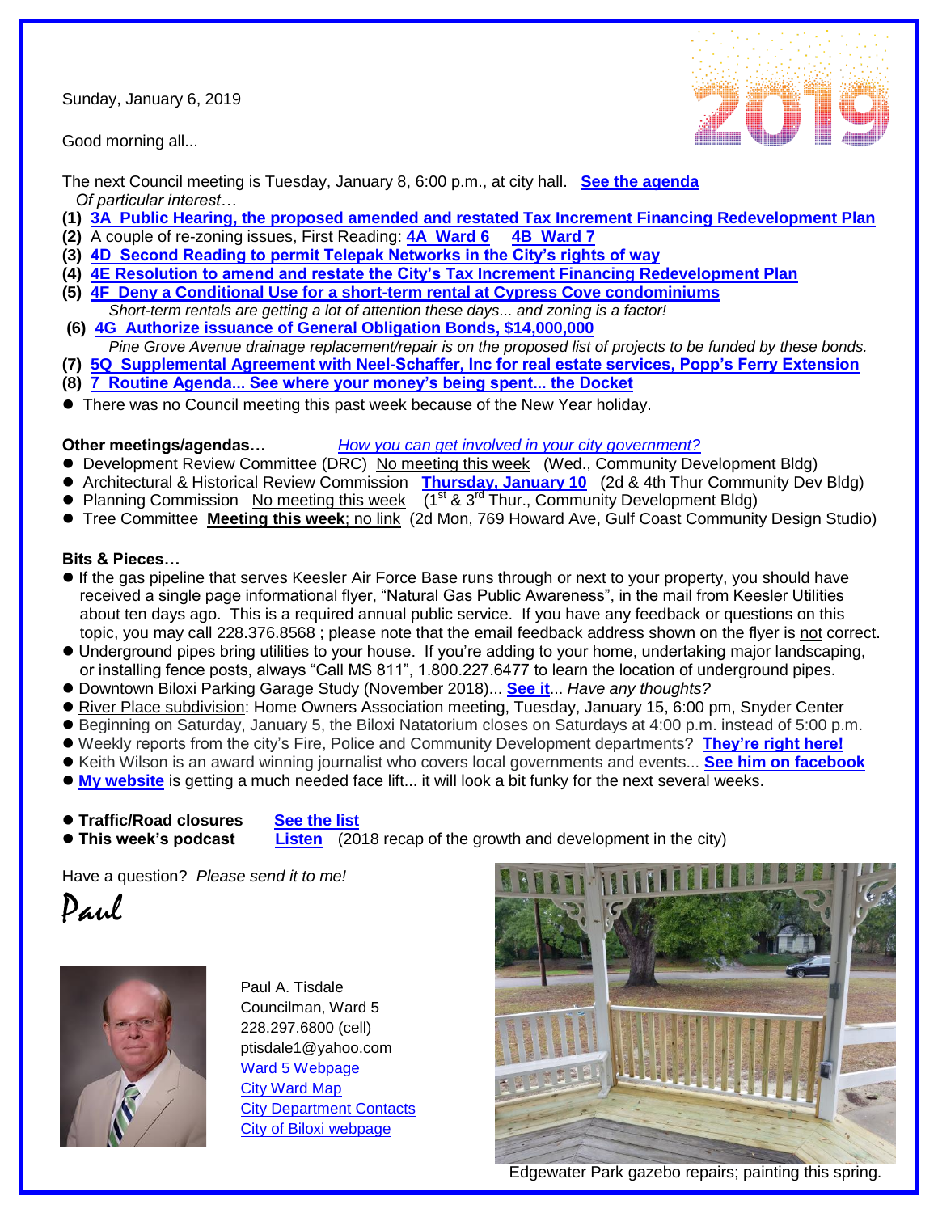Sunday, January 6, 2019

Good morning all...

The next Council meeting is Tuesday, January 8, 6:00 p.m., at city hall. **See the agenda**

*Of particular interest…*

**(1)** **3A Public Hearing, the proposed amended and restated Tax Increment Financing Redevelopment Plan**

**(2)** A couple of re-zoning issues, First Reading: **4A Ward 6** **4B Ward 7**

**(3)** **4D Second Reading to permit Telepak Networks in the City's rights of way**

**(4)** **4E Resolution to amend and restate the City's Tax Increment Financing Redevelopment Plan**

**(5)** **4F Deny a Conditional Use for a short-term rental at Cypress Cove condominiums**

*Short-term rentals are getting a lot of attention these days... and zoning is a factor!*

**(6)** **4G Authorize issuance of General Obligation Bonds, $14,000,000**

*Pine Grove Avenue drainage replacement/repair is on the proposed list of projects to be funded by these bonds.*

**(7)** **5Q Supplemental Agreement with Neel-Schaffer, Inc for real estate services, Popp's Ferry Extension**

**(8)** **7 Routine Agenda... See where your money's being spent... the Docket**

- There was no Council meeting this past week because of the New Year holiday.

**Other meetings/agendas…** *How you can get involved in your city government?*

- Development Review Committee (DRC) No meeting this week (Wed., Community Development Bldg)
- Architectural & Historical Review Commission **Thursday, January 10** (2d & 4th Thur Community Dev Bldg)
- Planning Commission No meeting this week (1st & 3rd Thur., Community Development Bldg)
- Tree Committee **Meeting this week**; no link (2d Mon, 769 Howard Ave, Gulf Coast Community Design Studio)

**Bits & Pieces…**

- If the gas pipeline that serves Keesler Air Force Base runs through or next to your property, you should have received a single page informational flyer, "Natural Gas Public Awareness", in the mail from Keesler Utilities about ten days ago. This is a required annual public service. If you have any feedback or questions on this topic, you may call 228.376.8568 ; please note that the email feedback address shown on the flyer is not correct.
- Underground pipes bring utilities to your house. If you're adding to your home, undertaking major landscaping, or installing fence posts, always "Call MS 811", 1.800.227.6477 to learn the location of underground pipes.
- Downtown Biloxi Parking Garage Study (November 2018)... **See it**... *Have any thoughts?*
- River Place subdivision: Home Owners Association meeting, Tuesday, January 15, 6:00 pm, Snyder Center
- Beginning on Saturday, January 5, the Biloxi Natatorium closes on Saturdays at 4:00 p.m. instead of 5:00 p.m.
- Weekly reports from the city's Fire, Police and Community Development departments? **They're right here!**
- Keith Wilson is an award winning journalist who covers local governments and events... **See him on facebook**
- **My website** is getting a much needed face lift... it will look a bit funky for the next several weeks.

- **Traffic/Road closures** **See the list**
- **This week's podcast** **Listen** (2018 recap of the growth and development in the city)

Have a question? *Please send it to me!*

Paul

Paul A. Tisdale
Councilman, Ward 5
228.297.6800 (cell)
ptisdale1@yahoo.com
Ward 5 Webpage
City Ward Map
City Department Contacts
City of Biloxi webpage

Edgewater Park gazebo repairs; painting this spring.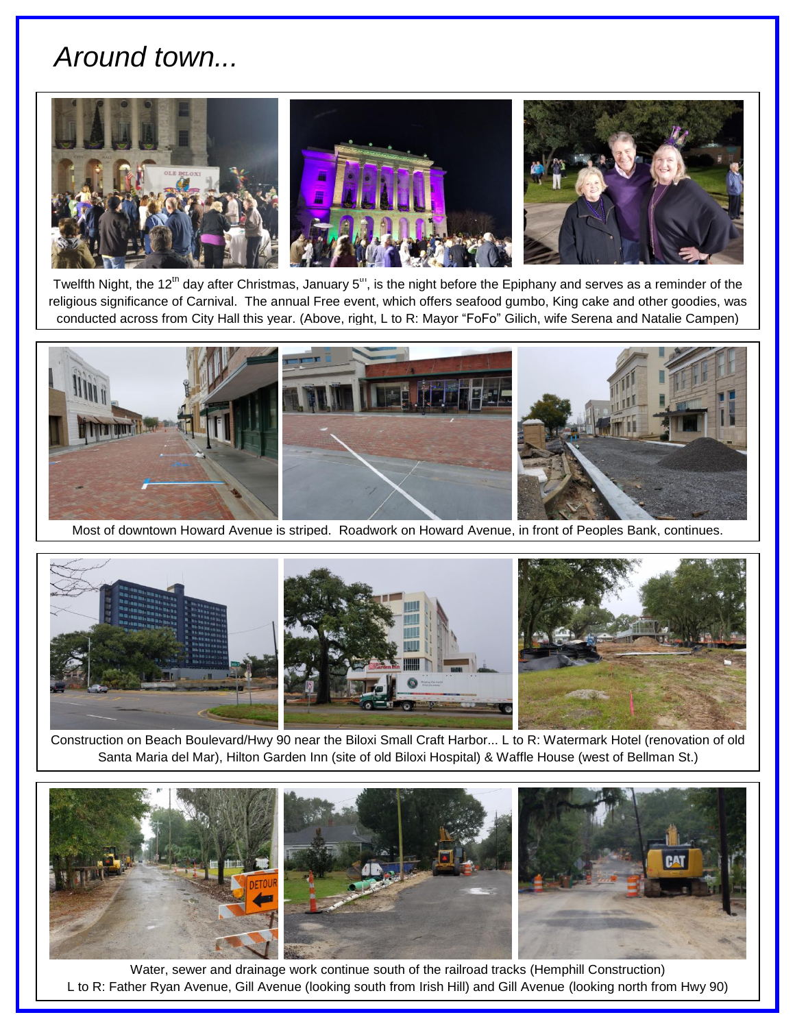# *Around town...*

Twelfth Night, the 12th day after Christmas, January 5th, is the night before the Epiphany and serves as a reminder of the religious significance of Carnival. The annual Free event, which offers seafood gumbo, King cake and other goodies, was conducted across from City Hall this year. (Above, right, L to R: Mayor "FoFo" Gilich, wife Serena and Natalie Campen)

Most of downtown Howard Avenue is striped. Roadwork on Howard Avenue, in front of Peoples Bank, continues.

Construction on Beach Boulevard/Hwy 90 near the Biloxi Small Craft Harbor... L to R: Watermark Hotel (renovation of old Santa Maria del Mar), Hilton Garden Inn (site of old Biloxi Hospital) & Waffle House (west of Bellman St.)

Water, sewer and drainage work continue south of the railroad tracks (Hemphill Construction)
L to R: Father Ryan Avenue, Gill Avenue (looking south from Irish Hill) and Gill Avenue (looking north from Hwy 90)